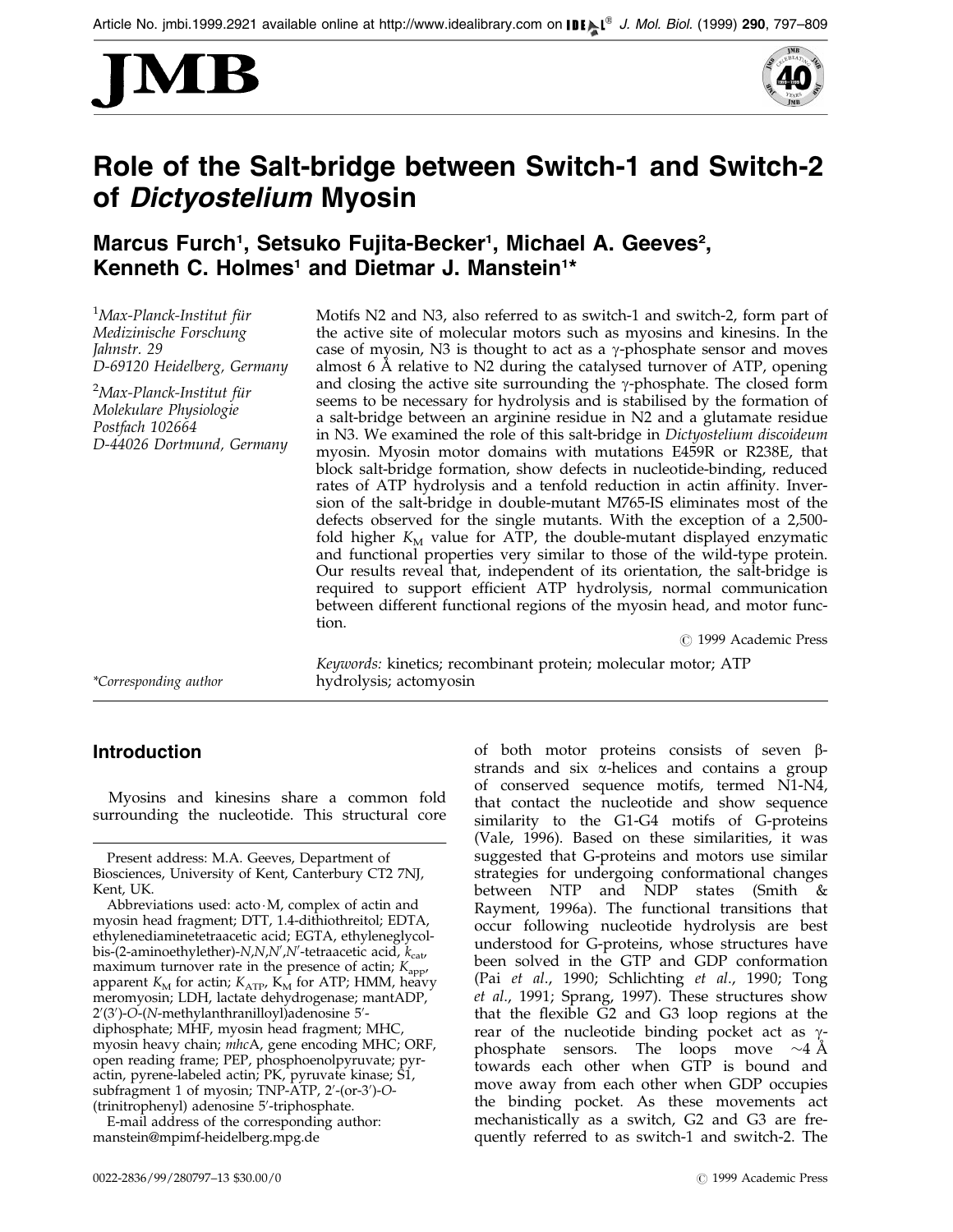# Role of the Salt-bridge between Switch-1 and Switch-2 of *Dictyostelium* Myosin

**Marcus Furch[1], Setsuko Fujita-Becker[1], Michael A. Geeves[2], Kenneth C. Holmes[1] and Dietmar J. Manstein[1]***

[1]*Max-Planck-Institut für Medizinische Forschung Jahnstr. 29 D-69120 Heidelberg, Germany*

[2]*Max-Planck-Institut für Molekulare Physiologie Postfach 102664 D-44026 Dortmund, Germany*

Motifs N2 and N3, also referred to as switch-1 and switch-2, form part of the active site of molecular motors such as myosins and kinesins. In the case of myosin, N3 is thought to act as a γ-phosphate sensor and moves almost 6 Å relative to N2 during the catalysed turnover of ATP, opening and closing the active site surrounding the γ-phosphate. The closed form seems to be necessary for hydrolysis and is stabilised by the formation of a salt-bridge between an arginine residue in N2 and a glutamate residue in N3. We examined the role of this salt-bridge in *Dictyostelium discoideum* myosin. Myosin motor domains with mutations E459R or R238E, that block salt-bridge formation, show defects in nucleotide-binding, reduced rates of ATP hydrolysis and a tenfold reduction in actin affinity. Inversion of the salt-bridge in double-mutant M765-IS eliminates most of the defects observed for the single mutants. With the exception of a 2,500-fold higher $K_M$ value for ATP, the double-mutant displayed enzymatic and functional properties very similar to those of the wild-type protein. Our results reveal that, independent of its orientation, the salt-bridge is required to support efficient ATP hydrolysis, normal communication between different functional regions of the myosin head, and motor function.

© 1999 Academic Press

*Keywords:* kinetics; recombinant protein; molecular motor; ATP hydrolysis; actomyosin

*Corresponding author

## Introduction

Myosins and kinesins share a common fold surrounding the nucleotide. This structural core of both motor proteins consists of seven β-strands and six α-helices and contains a group of conserved sequence motifs, termed N1-N4, that contact the nucleotide and show sequence similarity to the G1-G4 motifs of G-proteins (Vale, 1996). Based on these similarities, it was suggested that G-proteins and motors use similar strategies for undergoing conformational changes between NTP and NDP states (Smith & Rayment, 1996a). The functional transitions that occur following nucleotide hydrolysis are best understood for G-proteins, whose structures have been solved in the GTP and GDP conformation (Pai *et al.*, 1990; Schlichting *et al.*, 1990; Tong *et al.*, 1991; Sprang, 1997). These structures show that the flexible G2 and G3 loop regions at the rear of the nucleotide binding pocket act as γ-phosphate sensors. The loops move ~4 Å towards each other when GTP is bound and move away from each other when GDP occupies the binding pocket. As these movements act mechanistically as a switch, G2 and G3 are frequently referred to as switch-1 and switch-2. The

Present address: M.A. Geeves, Department of Biosciences, University of Kent, Canterbury CT2 7NJ, Kent, UK.

Abbreviations used: acto·M, complex of actin and myosin head fragment; DTT, 1.4-dithiothreitol; EDTA, ethylenediaminetetraacetic acid; EGTA, ethyleneglycol-bis-(2-aminoethylether)-*N*,*N*,*N*′,*N*′-tetraacetic acid, $k_{cat}$, maximum turnover rate in the presence of actin; $K_{app}$, apparent $K_M$ for actin; $K_{ATP}$, $K_M$ for ATP; HMM, heavy meromyosin; LDH, lactate dehydrogenase; mantADP, 2′(3′)-*O*-(*N*-methylanthranilloyl)adenosine 5′-diphosphate; MHF, myosin head fragment; MHC, myosin heavy chain; *mhc*A, gene encoding MHC; ORF, open reading frame; PEP, phosphoenolpyruvate; pyr-actin, pyrene-labeled actin; PK, pyruvate kinase; S1, subfragment 1 of myosin; TNP-ATP, 2′-(or-3′)-*O*-(trinitrophenyl) adenosine 5′-triphosphate.

E-mail address of the corresponding author: manstein@mpimf-heidelberg.mpg.de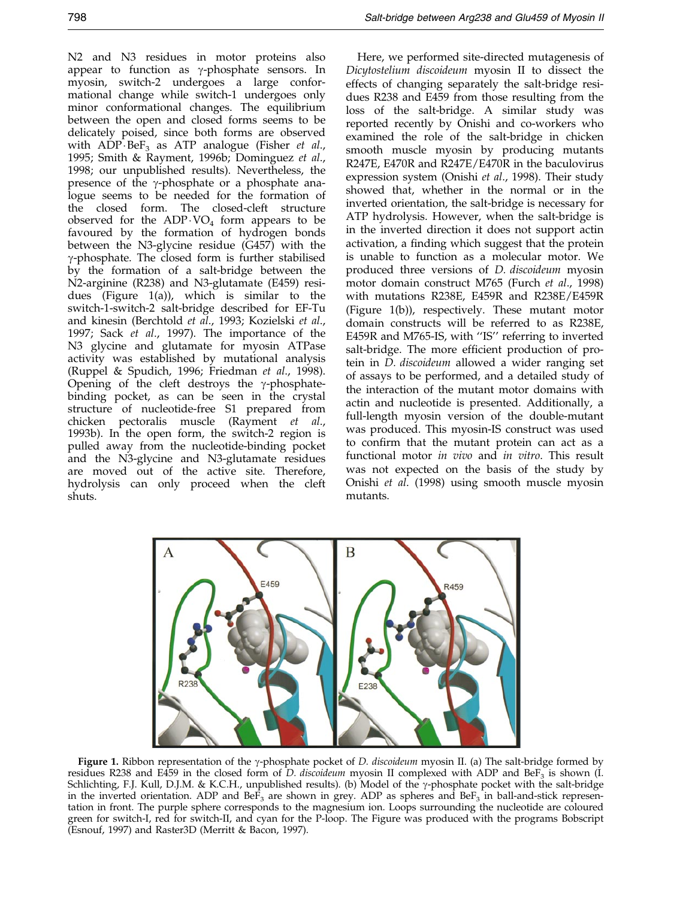N2 and N3 residues in motor proteins also appear to function as γ-phosphate sensors. In myosin, switch-2 undergoes a large conformational change while switch-1 undergoes only minor conformational changes. The equilibrium between the open and closed forms seems to be delicately poised, since both forms are observed with $ADP \cdot BeF_3$ as ATP analogue (Fisher *et al.*, 1995; Smith & Rayment, 1996b; Dominguez *et al.*, 1998; our unpublished results). Nevertheless, the presence of the γ-phosphate or a phosphate analogue seems to be needed for the formation of the closed form. The closed-cleft structure observed for the $ADP \cdot VO_4$ form appears to be favoured by the formation of hydrogen bonds between the N3-glycine residue (G457) with the γ-phosphate. The closed form is further stabilised by the formation of a salt-bridge between the N2-arginine (R238) and N3-glutamate (E459) residues (Figure 1(a)), which is similar to the switch-1-switch-2 salt-bridge described for EF-Tu and kinesin (Berchtold *et al.*, 1993; Kozielski *et al.*, 1997; Sack *et al.*, 1997). The importance of the N3 glycine and glutamate for myosin ATPase activity was established by mutational analysis (Ruppel & Spudich, 1996; Friedman *et al.*, 1998). Opening of the cleft destroys the γ-phosphate-binding pocket, as can be seen in the crystal structure of nucleotide-free S1 prepared from chicken pectoralis muscle (Rayment *et al.*, 1993b). In the open form, the switch-2 region is pulled away from the nucleotide-binding pocket and the N3-glycine and N3-glutamate residues are moved out of the active site. Therefore, hydrolysis can only proceed when the cleft shuts.

Here, we performed site-directed mutagenesis of *Dicytostelium discoideum* myosin II to dissect the effects of changing separately the salt-bridge residues R238 and E459 from those resulting from the loss of the salt-bridge. A similar study was reported recently by Onishi and co-workers who examined the role of the salt-bridge in chicken smooth muscle myosin by producing mutants R247E, E470R and R247E/E470R in the baculovirus expression system (Onishi *et al.*, 1998). Their study showed that, whether in the normal or in the inverted orientation, the salt-bridge is necessary for ATP hydrolysis. However, when the salt-bridge is in the inverted direction it does not support actin activation, a finding which suggest that the protein is unable to function as a molecular motor. We produced three versions of *D. discoideum* myosin motor domain construct M765 (Furch *et al.*, 1998) with mutations R238E, E459R and R238E/E459R (Figure 1(b)), respectively. These mutant motor domain constructs will be referred to as R238E, E459R and M765-IS, with "IS" referring to inverted salt-bridge. The more efficient production of protein in *D. discoideum* allowed a wider ranging set of assays to be performed, and a detailed study of the interaction of the mutant motor domains with actin and nucleotide is presented. Additionally, a full-length myosin version of the double-mutant was produced. This myosin-IS construct was used to confirm that the mutant protein can act as a functional motor *in vivo* and *in vitro*. This result was not expected on the basis of the study by Onishi *et al.* (1998) using smooth muscle myosin mutants.

**Figure 1.** Ribbon representation of the γ-phosphate pocket of *D. discoideum* myosin II. (a) The salt-bridge formed by residues R238 and E459 in the closed form of *D. discoideum* myosin II complexed with ADP and $BeF_3$ is shown (I. Schlichting, F.J. Kull, D.J.M. & K.C.H., unpublished results). (b) Model of the γ-phosphate pocket with the salt-bridge in the inverted orientation. ADP and $BeF_3$ are shown in grey. ADP as spheres and $BeF_3$ in ball-and-stick representation in front. The purple sphere corresponds to the magnesium ion. Loops surrounding the nucleotide are coloured green for switch-I, red for switch-II, and cyan for the P-loop. The Figure was produced with the programs Bobscript (Esnouf, 1997) and Raster3D (Merritt & Bacon, 1997).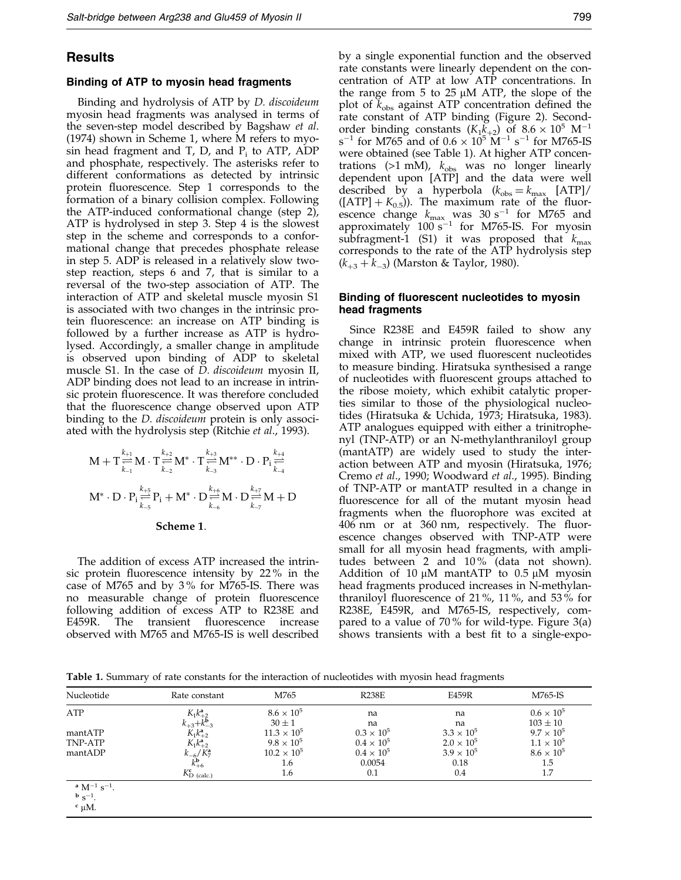## Results

### Binding of ATP to myosin head fragments

Binding and hydrolysis of ATP by *D. discoideum* myosin head fragments was analysed in terms of the seven-step model described by Bagshaw *et al.* (1974) shown in Scheme 1, where M refers to myosin head fragment and T, D, and $P_i$ to ATP, ADP and phosphate, respectively. The asterisks refer to different conformations as detected by intrinsic protein fluorescence. Step 1 corresponds to the formation of a binary collision complex. Following the ATP-induced conformational change (step 2), ATP is hydrolysed in step 3. Step 4 is the slowest step in the scheme and corresponds to a conformational change that precedes phosphate release in step 5. ADP is released in a relatively slow two-step reaction, steps 6 and 7, that is similar to a reversal of the two-step association of ATP. The interaction of ATP and skeletal muscle myosin S1 is associated with two changes in the intrinsic protein fluorescence: an increase on ATP binding is followed by a further increase as ATP is hydrolysed. Accordingly, a smaller change in amplitude is observed upon binding of ADP to skeletal muscle S1. In the case of *D. discoideum* myosin II, ADP binding does not lead to an increase in intrinsic protein fluorescence. It was therefore concluded that the fluorescence change observed upon ATP binding to the *D. discoideum* protein is only associated with the hydrolysis step (Ritchie *et al.*, 1993).

$$\mathrm{M} + \mathrm{T} \underset{k_{-1}}{\overset{k_{+1}}{\rightleftharpoons}} \mathrm{M}\cdot\mathrm{T} \underset{k_{-2}}{\overset{k_{+2}}{\rightleftharpoons}} \mathrm{M}^{*}\cdot\mathrm{T} \underset{k_{-3}}{\overset{k_{+3}}{\rightleftharpoons}} \mathrm{M}^{**}\cdot\mathrm{D}\cdot\mathrm{P_i} \underset{k_{-4}}{\overset{k_{+4}}{\rightleftharpoons}}$$

$$\mathrm{M}^{*}\cdot\mathrm{D}\cdot\mathrm{P_i} \underset{k_{-5}}{\overset{k_{+5}}{\rightleftharpoons}} \mathrm{P_i} + \mathrm{M}^{*}\cdot\mathrm{D} \underset{k_{-6}}{\overset{k_{+6}}{\rightleftharpoons}} \mathrm{M}\cdot\mathrm{D} \underset{k_{-7}}{\overset{k_{+7}}{\rightleftharpoons}} \mathrm{M} + \mathrm{D}$$

**Scheme 1.**

The addition of excess ATP increased the intrinsic protein fluorescence intensity by 22% in the case of M765 and by 3% for M765-IS. There was no measurable change of protein fluorescence following addition of excess ATP to R238E and E459R. The transient fluorescence increase observed with M765 and M765-IS is well described by a single exponential function and the observed rate constants were linearly dependent on the concentration of ATP at low ATP concentrations. In the range from 5 to 25 μM ATP, the slope of the plot of $k_{obs}$ against ATP concentration defined the rate constant of ATP binding (Figure 2). Second-order binding constants ($K_1k_{+2}$) of $8.6 \times 10^5$ $M^{-1}$ $s^{-1}$ for M765 and of $0.6 \times 10^5$ $M^{-1}$ $s^{-1}$ for M765-IS were obtained (see Table 1). At higher ATP concentrations (>1 mM), $k_{obs}$ was no longer linearly dependent upon [ATP] and the data were well described by a hyperbola ($k_{obs} = k_{max}$ [ATP]/([ATP] + $K_{0.5}$)). The maximum rate of the fluorescence change $k_{max}$ was 30 $s^{-1}$ for M765 and approximately 100 $s^{-1}$ for M765-IS. For myosin subfragment-1 (S1) it was proposed that $k_{max}$ corresponds to the rate of the ATP hydrolysis step ($k_{+3} + k_{-3}$) (Marston & Taylor, 1980).

### Binding of fluorescent nucleotides to myosin head fragments

Since R238E and E459R failed to show any change in intrinsic protein fluorescence when mixed with ATP, we used fluorescent nucleotides to measure binding. Hiratsuka synthesised a range of nucleotides with fluorescent groups attached to the ribose moiety, which exhibit catalytic properties similar to those of the physiological nucleotides (Hiratsuka & Uchida, 1973; Hiratsuka, 1983). ATP analogues equipped with either a trinitrophenyl (TNP-ATP) or an N-methylanthraniloyl group (mantATP) are widely used to study the interaction between ATP and myosin (Hiratsuka, 1976; Cremo *et al.*, 1990; Woodward *et al.*, 1995). Binding of TNP-ATP or mantATP resulted in a change in fluorescence for all of the mutant myosin head fragments when the fluorophore was excited at 406 nm or at 360 nm, respectively. The fluorescence changes observed with TNP-ATP were small for all myosin head fragments, with amplitudes between 2 and 10% (data not shown). Addition of 10 μM mantATP to 0.5 μM myosin head fragments produced increases in N-methylanthraniloyl fluorescence of 21%, 11%, and 53% for R238E, E459R, and M765-IS, respectively, compared to a value of 70% for wild-type. Figure 3(a) shows transients with a best fit to a single-expo-

**Table 1.** Summary of rate constants for the interaction of nucleotides with myosin head fragments

| Nucleotide | Rate constant | M765 | R238E | E459R | M765-IS |
|---|---|---|---|---|---|
| ATP | $K_1k_{+2}^{a}$ | $8.6 \times 10^5$ | na | na | $0.6 \times 10^5$ |
| | $k_{+3}+k_{-3}^{b}$ | $30 \pm 1$ | na | na | $103 \pm 10$ |
| mantATP | $K_1k_{+2}^{a}$ | $11.3 \times 10^5$ | $0.3 \times 10^5$ | $3.3 \times 10^5$ | $9.7 \times 10^5$ |
| TNP-ATP | $K_1k_{+2}^{a}$ | $9.8 \times 10^5$ | $0.4 \times 10^5$ | $2.0 \times 10^5$ | $1.1 \times 10^5$ |
| mantADP | $k_{-6}/K_7^{a}$ | $10.2 \times 10^5$ | $0.4 \times 10^5$ | $3.9 \times 10^5$ | $8.6 \times 10^5$ |
| | $k_{+6}^{b}$ | 1.6 | 0.0054 | 0.18 | 1.5 |
| | $K_{D\ (calc.)}^{c}$ | 1.6 | 0.1 | 0.4 | 1.7 |

[a] $M^{-1}$ $s^{-1}$.
[b] $s^{-1}$.
[c] μM.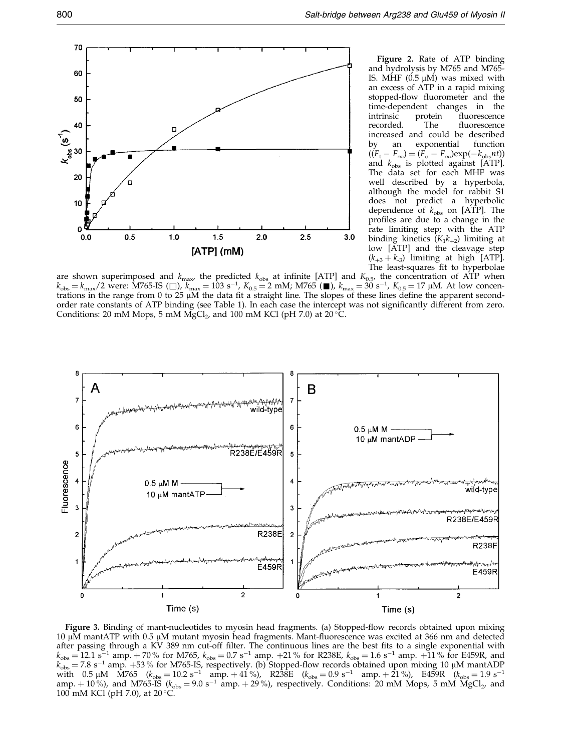**Figure 2.** Rate of ATP binding and hydrolysis by M765 and M765-IS. MHF (0.5 μM) was mixed with an excess of ATP in a rapid mixing stopped-flow fluorometer and the time-dependent changes in the intrinsic protein fluorescence recorded. The fluorescence increased and could be described by an exponential function ($(F_t - F_\infty) = (F_o - F_\infty)\exp(-k_{obs}nt)$) and $k_{obs}$ is plotted against [ATP]. The data set for each MHF was well described by a hyperbola, although the model for rabbit S1 does not predict a hyperbolic dependence of $k_{obs}$ on [ATP]. The profiles are due to a change in the rate limiting step; with the ATP binding kinetics ($K_1k_{+2}$) limiting at low [ATP] and the cleavage step ($k_{+3} + k_{-3}$) limiting at high [ATP]. The least-squares fit to hyperbolae are shown superimposed and $k_{max}$, the predicted $k_{obs}$ at infinite [ATP] and $K_{0.5}$, the concentration of ATP when $k_{obs} = k_{max}/2$ were: M765-IS (□), $k_{max} = 103\ s^{-1}$, $K_{0.5} = 2$ mM; M765 (■), $k_{max} = 30\ s^{-1}$, $K_{0.5} = 17$ μM. At low concentrations in the range from 0 to 25 μM the data fit a straight line. The slopes of these lines define the apparent second-order rate constants of ATP binding (see Table 1). In each case the intercept was not significantly different from zero. Conditions: 20 mM Mops, 5 mM $MgCl_2$, and 100 mM KCl (pH 7.0) at 20 °C.

**Figure 3.** Binding of mant-nucleotides to myosin head fragments. (a) Stopped-flow records obtained upon mixing 10 μM mantATP with 0.5 μM mutant myosin head fragments. Mant-fluorescence was excited at 366 nm and detected after passing through a KV 389 nm cut-off filter. The continuous lines are the best fits to a single exponential with $k_{obs} = 12.1\ s^{-1}$ amp. +70 % for M765, $k_{obs} = 0.7\ s^{-1}$ amp. +21 % for R238E, $k_{obs} = 1.6\ s^{-1}$ amp. +11 % for E459R, and $k_{obs} = 7.8\ s^{-1}$ amp. +53 % for M765-IS, respectively. (b) Stopped-flow records obtained upon mixing 10 μM mantADP with 0.5 μM M765 ($k_{obs} = 10.2\ s^{-1}$ amp. + 41 %), R238E ($k_{obs} = 0.9\ s^{-1}$ amp. + 21 %), E459R ($k_{obs} = 1.9\ s^{-1}$ amp. + 10 %), and M765-IS ($k_{obs} = 9.0\ s^{-1}$ amp. + 29 %), respectively. Conditions: 20 mM Mops, 5 mM $MgCl_2$, and 100 mM KCl (pH 7.0), at 20 °C.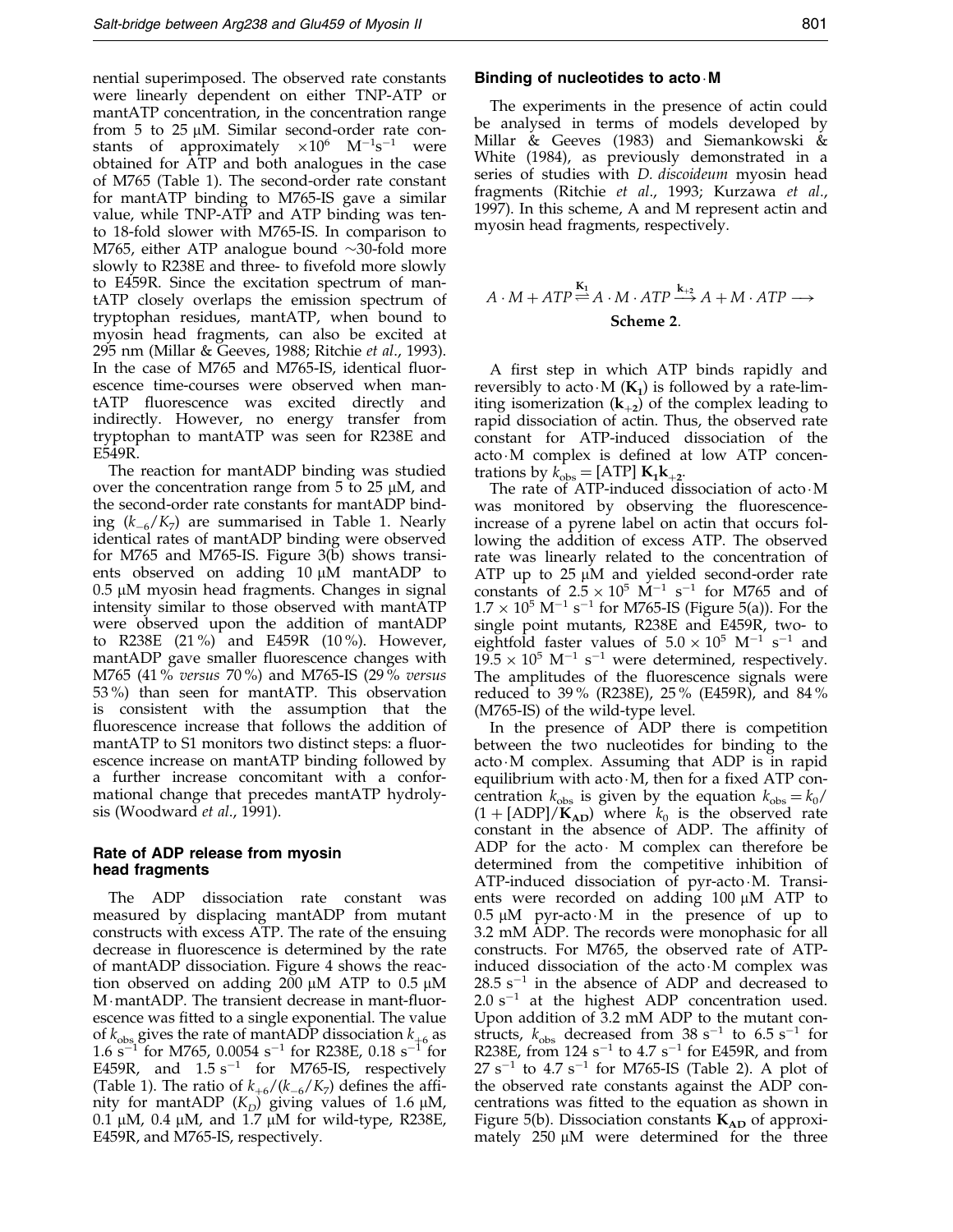nential superimposed. The observed rate constants were linearly dependent on either TNP-ATP or mantATP concentration, in the concentration range from 5 to 25 μM. Similar second-order rate constants of approximately $\times 10^6$ $M^{-1}s^{-1}$ were obtained for ATP and both analogues in the case of M765 (Table 1). The second-order rate constant for mantATP binding to M765-IS gave a similar value, while TNP-ATP and ATP binding was ten- to 18-fold slower with M765-IS. In comparison to M765, either ATP analogue bound ~30-fold more slowly to R238E and three- to fivefold more slowly to E459R. Since the excitation spectrum of mantATP closely overlaps the emission spectrum of tryptophan residues, mantATP, when bound to myosin head fragments, can also be excited at 295 nm (Millar & Geeves, 1988; Ritchie *et al.*, 1993). In the case of M765 and M765-IS, identical fluorescence time-courses were observed when mantATP fluorescence was excited directly and indirectly. However, no energy transfer from tryptophan to mantATP was seen for R238E and E549R.

The reaction for mantADP binding was studied over the concentration range from 5 to 25 μM, and the second-order rate constants for mantADP binding ($k_{-6}/K_7$) are summarised in Table 1. Nearly identical rates of mantADP binding were observed for M765 and M765-IS. Figure 3(b) shows transients observed on adding 10 μM mantADP to 0.5 μM myosin head fragments. Changes in signal intensity similar to those observed with mantATP were observed upon the addition of mantADP to R238E (21 %) and E459R (10 %). However, mantADP gave smaller fluorescence changes with M765 (41 % *versus* 70 %) and M765-IS (29 % *versus* 53 %) than seen for mantATP. This observation is consistent with the assumption that the fluorescence increase that follows the addition of mantATP to S1 monitors two distinct steps: a fluorescence increase on mantATP binding followed by a further increase concomitant with a conformational change that precedes mantATP hydrolysis (Woodward *et al.*, 1991).

### Rate of ADP release from myosin head fragments

The ADP dissociation rate constant was measured by displacing mantADP from mutant constructs with excess ATP. The rate of the ensuing decrease in fluorescence is determined by the rate of mantADP dissociation. Figure 4 shows the reaction observed on adding 200 μM ATP to 0.5 μM M·mantADP. The transient decrease in mant-fluorescence was fitted to a single exponential. The value of $k_{obs}$ gives the rate of mantADP dissociation $k_{+6}$ as 1.6 $s^{-1}$ for M765, 0.0054 $s^{-1}$ for R238E, 0.18 $s^{-1}$ for E459R, and 1.5 $s^{-1}$ for M765-IS, respectively (Table 1). The ratio of $k_{+6}/(k_{-6}/K_7)$ defines the affinity for mantADP ($K_D$) giving values of 1.6 μM, 0.1 μM, 0.4 μM, and 1.7 μM for wild-type, R238E, E459R, and M765-IS, respectively.

### Binding of nucleotides to acto·M

The experiments in the presence of actin could be analysed in terms of models developed by Millar & Geeves (1983) and Siemankowski & White (1984), as previously demonstrated in a series of studies with *D. discoideum* myosin head fragments (Ritchie *et al.*, 1993; Kurzawa *et al.*, 1997). In this scheme, A and M represent actin and myosin head fragments, respectively.

$$A \cdot M + ATP \overset{\mathbf{K_1}}{\rightleftharpoons} A \cdot M \cdot ATP \overset{\mathbf{k_{+2}}}{\longrightarrow} A + M \cdot ATP \longrightarrow$$

**Scheme 2**.

A first step in which ATP binds rapidly and reversibly to acto·M ($\mathbf{K_1}$) is followed by a rate-limiting isomerization ($\mathbf{k_{+2}}$) of the complex leading to rapid dissociation of actin. Thus, the observed rate constant for ATP-induced dissociation of the acto·M complex is defined at low ATP concentrations by $k_{obs} = [ATP]\,\mathbf{K_1 k_{+2}}$.

The rate of ATP-induced dissociation of acto·M was monitored by observing the fluorescence-increase of a pyrene label on actin that occurs following the addition of excess ATP. The observed rate was linearly related to the concentration of ATP up to 25 μM and yielded second-order rate constants of $2.5 \times 10^5$ $M^{-1}$ $s^{-1}$ for M765 and of $1.7 \times 10^5$ $M^{-1}$ $s^{-1}$ for M765-IS (Figure 5(a)). For the single point mutants, R238E and E459R, two- to eightfold faster values of $5.0 \times 10^5$ $M^{-1}$ $s^{-1}$ and $19.5 \times 10^5$ $M^{-1}$ $s^{-1}$ were determined, respectively. The amplitudes of the fluorescence signals were reduced to 39 % (R238E), 25 % (E459R), and 84 % (M765-IS) of the wild-type level.

In the presence of ADP there is competition between the two nucleotides for binding to the acto·M complex. Assuming that ADP is in rapid equilibrium with acto·M, then for a fixed ATP concentration $k_{obs}$ is given by the equation $k_{obs} = k_0/(1 + [ADP]/\mathbf{K_{AD}})$ where $k_0$ is the observed rate constant in the absence of ADP. The affinity of ADP for the acto· M complex can therefore be determined from the competitive inhibition of ATP-induced dissociation of pyr-acto·M. Transients were recorded on adding 100 μM ATP to 0.5 μM pyr-acto·M in the presence of up to 3.2 mM ADP. The records were monophasic for all constructs. For M765, the observed rate of ATP-induced dissociation of the acto·M complex was 28.5 $s^{-1}$ in the absence of ADP and decreased to 2.0 $s^{-1}$ at the highest ADP concentration used. Upon addition of 3.2 mM ADP to the mutant constructs, $k_{obs}$ decreased from 38 $s^{-1}$ to 6.5 $s^{-1}$ for R238E, from 124 $s^{-1}$ to 4.7 $s^{-1}$ for E459R, and from 27 $s^{-1}$ to 4.7 $s^{-1}$ for M765-IS (Table 2). A plot of the observed rate constants against the ADP concentrations was fitted to the equation as shown in Figure 5(b). Dissociation constants $\mathbf{K_{AD}}$ of approximately 250 μM were determined for the three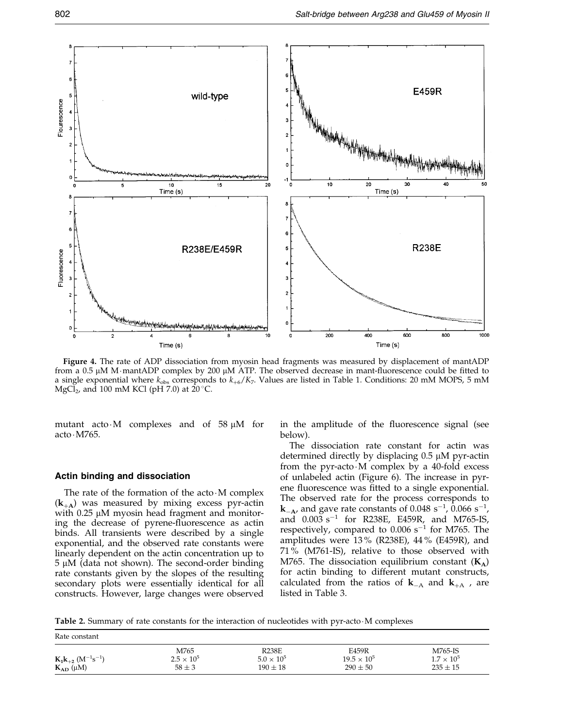**Figure 4.** The rate of ADP dissociation from myosin head fragments was measured by displacement of mantADP from a 0.5 μM M·mantADP complex by 200 μM ATP. The observed decrease in mant-fluorescence could be fitted to a single exponential where $k_{obs}$ corresponds to $k_{+6}/K_7$. Values are listed in Table 1. Conditions: 20 mM MOPS, 5 mM $MgCl_2$, and 100 mM KCl (pH 7.0) at 20 °C.

mutant acto·M complexes and of 58 μM for acto·M765.

### Actin binding and dissociation

The rate of the formation of the acto·M complex ($\mathbf{k}_{+A}$) was measured by mixing excess pyr-actin with 0.25 μM myosin head fragment and monitoring the decrease of pyrene-fluorescence as actin binds. All transients were described by a single exponential, and the observed rate constants were linearly dependent on the actin concentration up to 5 μM (data not shown). The second-order binding rate constants given by the slopes of the resulting secondary plots were essentially identical for all constructs. However, large changes were observed in the amplitude of the fluorescence signal (see below).

The dissociation rate constant for actin was determined directly by displacing 0.5 μM pyr-actin from the pyr-acto·M complex by a 40-fold excess of unlabeled actin (Figure 6). The increase in pyrene fluorescence was fitted to a single exponential. The observed rate for the process corresponds to $\mathbf{k}_{-A}$, and gave rate constants of 0.048 $s^{-1}$, 0.066 $s^{-1}$, and 0.003 $s^{-1}$ for R238E, E459R, and M765-IS, respectively, compared to 0.006 $s^{-1}$ for M765. The amplitudes were 13 % (R238E), 44 % (E459R), and 71 % (M761-IS), relative to those observed with M765. The dissociation equilibrium constant ($\mathbf{K}_A$) for actin binding to different mutant constructs, calculated from the ratios of $\mathbf{k}_{-A}$ and $\mathbf{k}_{+A}$, are listed in Table 3.

**Table 2.** Summary of rate constants for the interaction of nucleotides with pyr-acto·M complexes

| Rate constant | M765 | R238E | E459R | M765-IS |
|---|---|---|---|---|
| $\mathbf{K_1k_{+2}}$ ($M^{-1}s^{-1}$) | $2.5 \times 10^5$ | $5.0 \times 10^5$ | $19.5 \times 10^5$ | $1.7 \times 10^5$ |
| $\mathbf{K_{AD}}$ (μM) | $58 \pm 3$ | $190 \pm 18$ | $290 \pm 50$ | $235 \pm 15$ |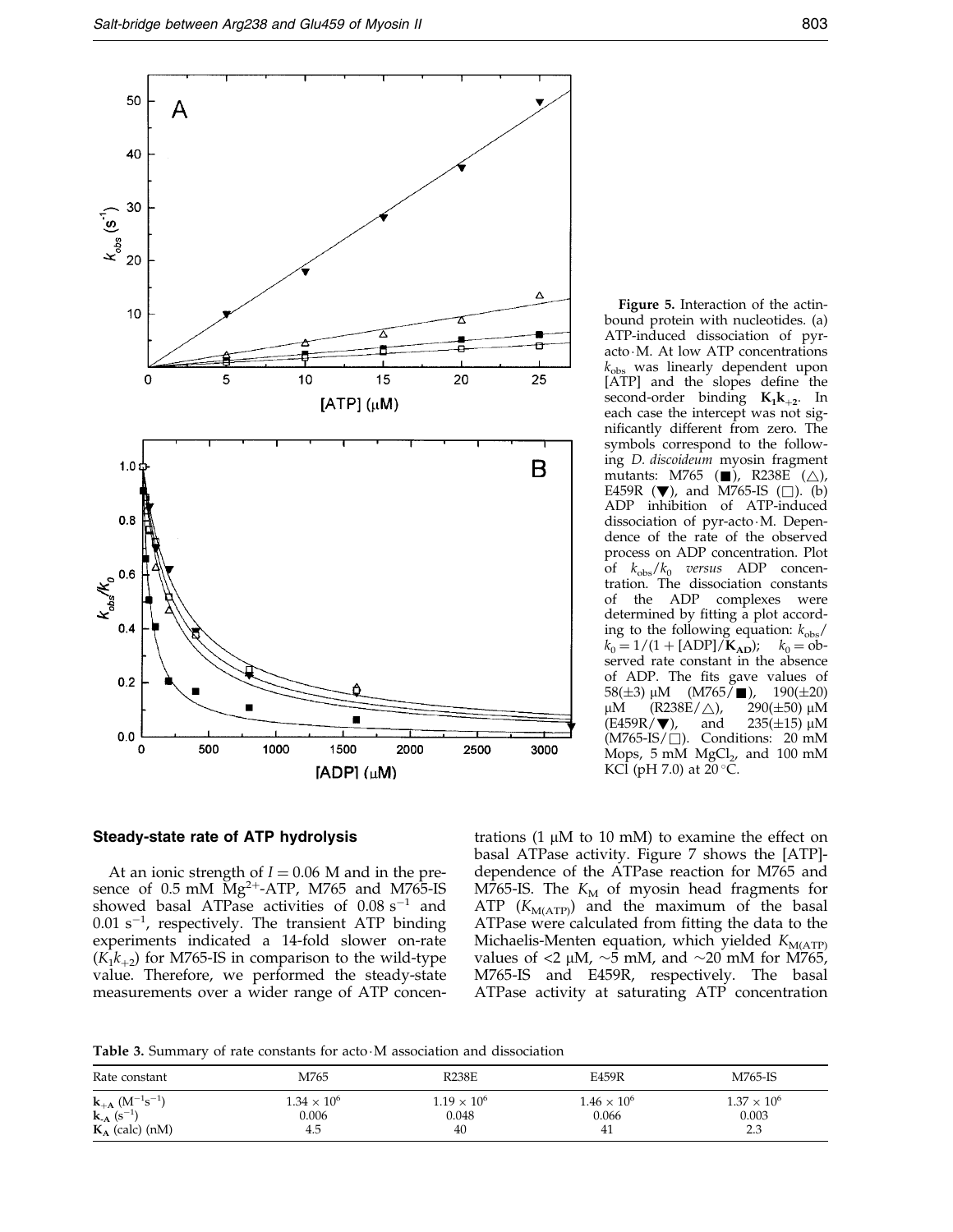**Figure 5.** Interaction of the actin-bound protein with nucleotides. (a) ATP-induced dissociation of pyr-acto·M. At low ATP concentrations $k_{obs}$ was linearly dependent upon [ATP] and the slopes define the second-order binding $\mathbf{K_1 k_{+2}}$. In each case the intercept was not significantly different from zero. The symbols correspond to the following *D. discoideum* myosin fragment mutants: M765 (■), R238E (△), E459R (▼), and M765-IS (□). (b) ADP inhibition of ATP-induced dissociation of pyr-acto·M. Dependence of the rate of the observed process on ADP concentration. Plot of $k_{obs}/k_0$ *versus* ADP concentration. The dissociation constants of the ADP complexes were determined by fitting a plot according to the following equation: $k_{obs}/k_0 = 1/(1 + [\mathrm{ADP}]/\mathbf{K_{AD}})$; $k_0$ = observed rate constant in the absence of ADP. The fits gave values of 58(±3) μM (M765/■), 190(±20) μM (R238E/△), 290(±50) μM (E459R/▼), and 235(±15) μM (M765-IS/□). Conditions: 20 mM Mops, 5 mM $MgCl_2$, and 100 mM KCl (pH 7.0) at 20 °C.

### Steady-state rate of ATP hydrolysis

At an ionic strength of $I = 0.06$ M and in the presence of 0.5 mM $Mg^{2+}$-ATP, M765 and M765-IS showed basal ATPase activities of 0.08 $s^{-1}$ and 0.01 $s^{-1}$, respectively. The transient ATP binding experiments indicated a 14-fold slower on-rate ($K_1 k_{+2}$) for M765-IS in comparison to the wild-type value. Therefore, we performed the steady-state measurements over a wider range of ATP concentrations (1 μM to 10 mM) to examine the effect on basal ATPase activity. Figure 7 shows the [ATP]-dependence of the ATPase reaction for M765 and M765-IS. The $K_M$ of myosin head fragments for ATP ($K_{M(ATP)}$) and the maximum of the basal ATPase were calculated from fitting the data to the Michaelis-Menten equation, which yielded $K_{M(ATP)}$ values of <2 μM, ~5 mM, and ~20 mM for M765, M765-IS and E459R, respectively. The basal ATPase activity at saturating ATP concentration

**Table 3.** Summary of rate constants for acto·M association and dissociation

| Rate constant | M765 | R238E | E459R | M765-IS |
|---|---|---|---|---|
| $\mathbf{k_{+A}}$ ($M^{-1}s^{-1}$) | $1.34 \times 10^6$ | $1.19 \times 10^6$ | $1.46 \times 10^6$ | $1.37 \times 10^6$ |
| $\mathbf{k_{-A}}$ ($s^{-1}$) | 0.006 | 0.048 | 0.066 | 0.003 |
| $\mathbf{K_A}$ (calc) (nM) | 4.5 | 40 | 41 | 2.3 |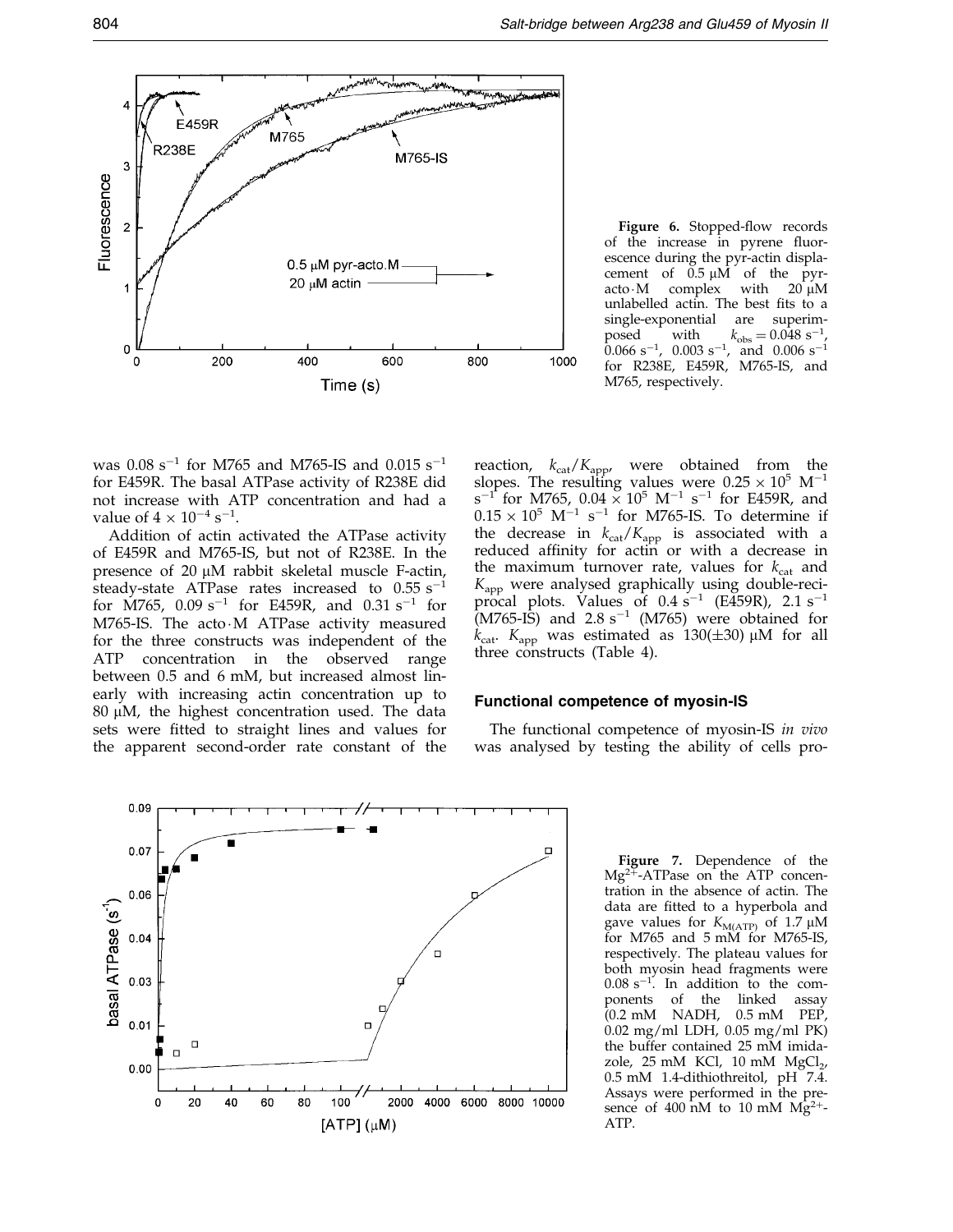**Figure 6.** Stopped-flow records of the increase in pyrene fluorescence during the pyr-actin displacement of 0.5 μM of the pyr-acto·M complex with 20 μM unlabelled actin. The best fits to a single-exponential are superimposed with $k_{obs} = 0.048\ s^{-1}$, $0.066\ s^{-1}$, $0.003\ s^{-1}$, and $0.006\ s^{-1}$ for R238E, E459R, M765-IS, and M765, respectively.

was $0.08\ s^{-1}$ for M765 and M765-IS and $0.015\ s^{-1}$ for E459R. The basal ATPase activity of R238E did not increase with ATP concentration and had a value of $4 \times 10^{-4}\ s^{-1}$.

Addition of actin activated the ATPase activity of E459R and M765-IS, but not of R238E. In the presence of 20 μM rabbit skeletal muscle F-actin, steady-state ATPase rates increased to $0.55\ s^{-1}$ for M765, $0.09\ s^{-1}$ for E459R, and $0.31\ s^{-1}$ for M765-IS. The acto·M ATPase activity measured for the three constructs was independent of the ATP concentration in the observed range between 0.5 and 6 mM, but increased almost linearly with increasing actin concentration up to 80 μM, the highest concentration used. The data sets were fitted to straight lines and values for the apparent second-order rate constant of the reaction, $k_{cat}/K_{app}$, were obtained from the slopes. The resulting values were $0.25 \times 10^5\ M^{-1}\ s^{-1}$ for M765, $0.04 \times 10^5\ M^{-1}\ s^{-1}$ for E459R, and $0.15 \times 10^5\ M^{-1}\ s^{-1}$ for M765-IS. To determine if the decrease in $k_{cat}/K_{app}$ is associated with a reduced affinity for actin or with a decrease in the maximum turnover rate, values for $k_{cat}$ and $K_{app}$ were analysed graphically using double-reciprocal plots. Values of $0.4\ s^{-1}$ (E459R), $2.1\ s^{-1}$ (M765-IS) and $2.8\ s^{-1}$ (M765) were obtained for $k_{cat}$. $K_{app}$ was estimated as 130(±30) μM for all three constructs (Table 4).

## Functional competence of myosin-IS

The functional competence of myosin-IS *in vivo* was analysed by testing the ability of cells pro-

**Figure 7.** Dependence of the $Mg^{2+}$-ATPase on the ATP concentration in the absence of actin. The data are fitted to a hyperbola and gave values for $K_{M(ATP)}$ of 1.7 μM for M765 and 5 mM for M765-IS, respectively. The plateau values for both myosin head fragments were $0.08\ s^{-1}$. In addition to the components of the linked assay (0.2 mM NADH, 0.5 mM PEP, 0.02 mg/ml LDH, 0.05 mg/ml PK) the buffer contained 25 mM imidazole, 25 mM KCl, 10 mM $MgCl_2$, 0.5 mM 1.4-dithiothreitol, pH 7.4. Assays were performed in the presence of 400 nM to 10 mM $Mg^{2+}$-ATP.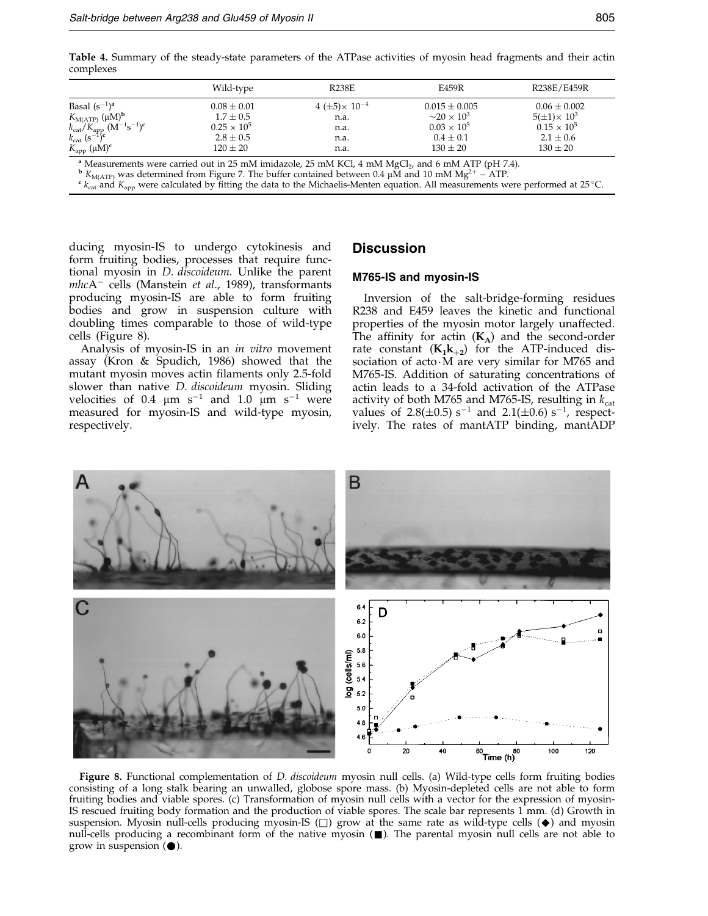**Table 4.** Summary of the steady-state parameters of the ATPase activities of myosin head fragments and their actin complexes

| | Wild-type | R238E | E459R | R238E/E459R |
|---|---|---|---|---|
| Basal ($s^{-1}$)[a] | $0.08 \pm 0.01$ | $4\ (\pm 5) \times 10^{-4}$ | $0.015 \pm 0.005$ | $0.06 \pm 0.002$ |
| $K_{M(ATP)}$ ($\mu$M)[b] | $1.7 \pm 0.5$ | n.a. | $\sim 20 \times 10^{3}$ | $5(\pm 1) \times 10^{3}$ |
| $k_{cat}/K_{app}$ ($M^{-1}s^{-1}$)[c] | $0.25 \times 10^{5}$ | n.a. | $0.03 \times 10^{5}$ | $0.15 \times 10^{5}$ |
| $k_{cat}$ ($s^{-1}$)[c] | $2.8 \pm 0.5$ | n.a. | $0.4 \pm 0.1$ | $2.1 \pm 0.6$ |
| $K_{app}$ ($\mu$M)[c] | $120 \pm 20$ | n.a. | $130 \pm 20$ | $130 \pm 20$ |

[a] Measurements were carried out in 25 mM imidazole, 25 mM KCl, 4 mM $MgCl_2$, and 6 mM ATP (pH 7.4).
[b] $K_{M(ATP)}$ was determined from Figure 7. The buffer contained between 0.4 $\mu$M and 10 mM $Mg^{2+}$ – ATP.
[c] $k_{cat}$ and $K_{app}$ were calculated by fitting the data to the Michaelis-Menten equation. All measurements were performed at 25 °C.

ducing myosin-IS to undergo cytokinesis and form fruiting bodies, processes that require functional myosin in *D. discoideum*. Unlike the parent *mhc*A[−] cells (Manstein *et al.*, 1989), transformants producing myosin-IS are able to form fruiting bodies and grow in suspension culture with doubling times comparable to those of wild-type cells (Figure 8).

Analysis of myosin-IS in an *in vitro* movement assay (Kron & Spudich, 1986) showed that the mutant myosin moves actin filaments only 2.5-fold slower than native *D. discoideum* myosin. Sliding velocities of 0.4 $\mu m\ s^{-1}$ and 1.0 $\mu m\ s^{-1}$ were measured for myosin-IS and wild-type myosin, respectively.

## Discussion

### M765-IS and myosin-IS

Inversion of the salt-bridge-forming residues R238 and E459 leaves the kinetic and functional properties of the myosin motor largely unaffected. The affinity for actin ($\mathbf{K_A}$) and the second-order rate constant ($\mathbf{K_1 k_{+2}}$) for the ATP-induced dissociation of acto·M are very similar for M765 and M765-IS. Addition of saturating concentrations of actin leads to a 34-fold activation of the ATPase activity of both M765 and M765-IS, resulting in $k_{cat}$ values of 2.8(±0.5) $s^{-1}$ and 2.1(±0.6) $s^{-1}$, respectively. The rates of mantATP binding, mantADP

**Figure 8.** Functional complementation of *D. discoideum* myosin null cells. (a) Wild-type cells form fruiting bodies consisting of a long stalk bearing an unwalled, globose spore mass. (b) Myosin-depleted cells are not able to form fruiting bodies and viable spores. (c) Transformation of myosin null cells with a vector for the expression of myosin-IS rescued fruiting body formation and the production of viable spores. The scale bar represents 1 mm. (d) Growth in suspension. Myosin null-cells producing myosin-IS (□) grow at the same rate as wild-type cells (◆) and myosin null-cells producing a recombinant form of the native myosin (■). The parental myosin null cells are not able to grow in suspension (●).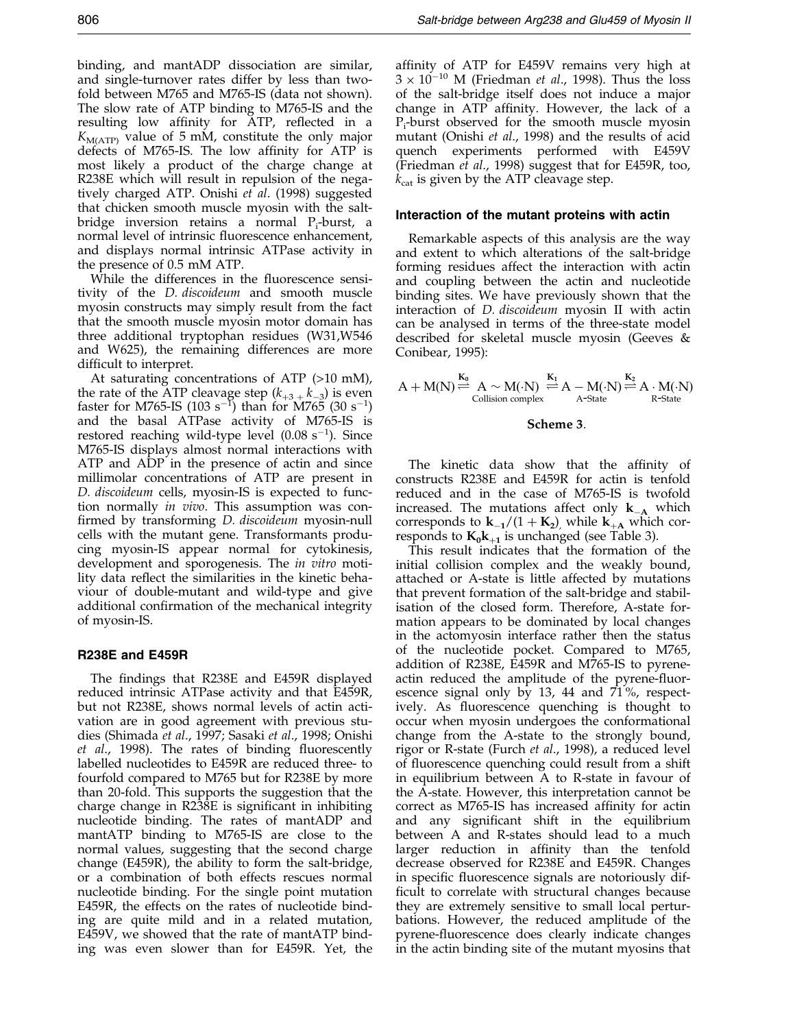binding, and mantADP dissociation are similar, and single-turnover rates differ by less than two-fold between M765 and M765-IS (data not shown). The slow rate of ATP binding to M765-IS and the resulting low affinity for ATP, reflected in a $K_{M(ATP)}$ value of 5 mM, constitute the only major defects of M765-IS. The low affinity for ATP is most likely a product of the charge change at R238E which will result in repulsion of the negatively charged ATP. Onishi *et al*. (1998) suggested that chicken smooth muscle myosin with the salt-bridge inversion retains a normal $P_i$-burst, a normal level of intrinsic fluorescence enhancement, and displays normal intrinsic ATPase activity in the presence of 0.5 mM ATP.

While the differences in the fluorescence sensitivity of the *D. discoideum* and smooth muscle myosin constructs may simply result from the fact that the smooth muscle myosin motor domain has three additional tryptophan residues (W31,W546 and W625), the remaining differences are more difficult to interpret.

At saturating concentrations of ATP (>10 mM), the rate of the ATP cleavage step ($k_{+3} + k_{-3}$) is even faster for M765-IS (103 $s^{-1}$) than for M765 (30 $s^{-1}$) and the basal ATPase activity of M765-IS is restored reaching wild-type level (0.08 $s^{-1}$). Since M765-IS displays almost normal interactions with ATP and ADP in the presence of actin and since millimolar concentrations of ATP are present in *D. discoideum* cells, myosin-IS is expected to function normally *in vivo*. This assumption was confirmed by transforming *D. discoideum* myosin-null cells with the mutant gene. Transformants producing myosin-IS appear normal for cytokinesis, development and sporogenesis. The *in vitro* motility data reflect the similarities in the kinetic behaviour of double-mutant and wild-type and give additional confirmation of the mechanical integrity of myosin-IS.

## R238E and E459R

The findings that R238E and E459R displayed reduced intrinsic ATPase activity and that E459R, but not R238E, shows normal levels of actin activation are in good agreement with previous studies (Shimada *et al*., 1997; Sasaki *et al*., 1998; Onishi *et al*., 1998). The rates of binding fluorescently labelled nucleotides to E459R are reduced three- to fourfold compared to M765 but for R238E by more than 20-fold. This supports the suggestion that the charge change in R238E is significant in inhibiting nucleotide binding. The rates of mantADP and mantATP binding to M765-IS are close to the normal values, suggesting that the second charge change (E459R), the ability to form the salt-bridge, or a combination of both effects rescues normal nucleotide binding. For the single point mutation E459R, the effects on the rates of nucleotide binding are quite mild and in a related mutation, E459V, we showed that the rate of mantATP binding was even slower than for E459R. Yet, the affinity of ATP for E459V remains very high at $3 \times 10^{-10}$ M (Friedman *et al*., 1998). Thus the loss of the salt-bridge itself does not induce a major change in ATP affinity. However, the lack of a $P_i$-burst observed for the smooth muscle myosin mutant (Onishi *et al*., 1998) and the results of acid quench experiments performed with E459V (Friedman *et al*., 1998) suggest that for E459R, too, $k_{cat}$ is given by the ATP cleavage step.

## Interaction of the mutant proteins with actin

Remarkable aspects of this analysis are the way and extent to which alterations of the salt-bridge forming residues affect the interaction with actin and coupling between the actin and nucleotide binding sites. We have previously shown that the interaction of *D. discoideum* myosin II with actin can be analysed in terms of the three-state model described for skeletal muscle myosin (Geeves & Conibear, 1995):

$$\mathrm{A} + \mathrm{M(N)} \overset{\mathbf{K_0}}{\rightleftharpoons} \underset{\text{Collision complex}}{\mathrm{A} \sim \mathrm{M}(\cdot\mathrm{N})} \overset{\mathbf{K_1}}{\rightleftharpoons} \underset{\text{A-State}}{\mathrm{A} - \mathrm{M}(\cdot\mathrm{N})} \overset{\mathbf{K_2}}{\rightleftharpoons} \underset{\text{R-State}}{\mathrm{A} \cdot \mathrm{M}(\cdot\mathrm{N})}$$

**Scheme 3**.

The kinetic data show that the affinity of constructs R238E and E459R for actin is tenfold reduced and in the case of M765-IS is twofold increased. The mutations affect only $\mathbf{k_{-A}}$ which corresponds to $\mathbf{k_{-1}}/(1 + \mathbf{K_2})$, while $\mathbf{k_{+A}}$ which corresponds to $\mathbf{K_0 k_{+1}}$ is unchanged (see Table 3).

This result indicates that the formation of the initial collision complex and the weakly bound, attached or A-state is little affected by mutations that prevent formation of the salt-bridge and stabilisation of the closed form. Therefore, A-state formation appears to be dominated by local changes in the actomyosin interface rather then the status of the nucleotide pocket. Compared to M765, addition of R238E, E459R and M765-IS to pyrene-actin reduced the amplitude of the pyrene-fluorescence signal only by 13, 44 and 71 %, respectively. As fluorescence quenching is thought to occur when myosin undergoes the conformational change from the A-state to the strongly bound, rigor or R-state (Furch *et al*., 1998), a reduced level of fluorescence quenching could result from a shift in equilibrium between A to R-state in favour of the A-state. However, this interpretation cannot be correct as M765-IS has increased affinity for actin and any significant shift in the equilibrium between A and R-states should lead to a much larger reduction in affinity than the tenfold decrease observed for R238E and E459R. Changes in specific fluorescence signals are notoriously difficult to correlate with structural changes because they are extremely sensitive to small local perturbations. However, the reduced amplitude of the pyrene-fluorescence does clearly indicate changes in the actin binding site of the mutant myosins that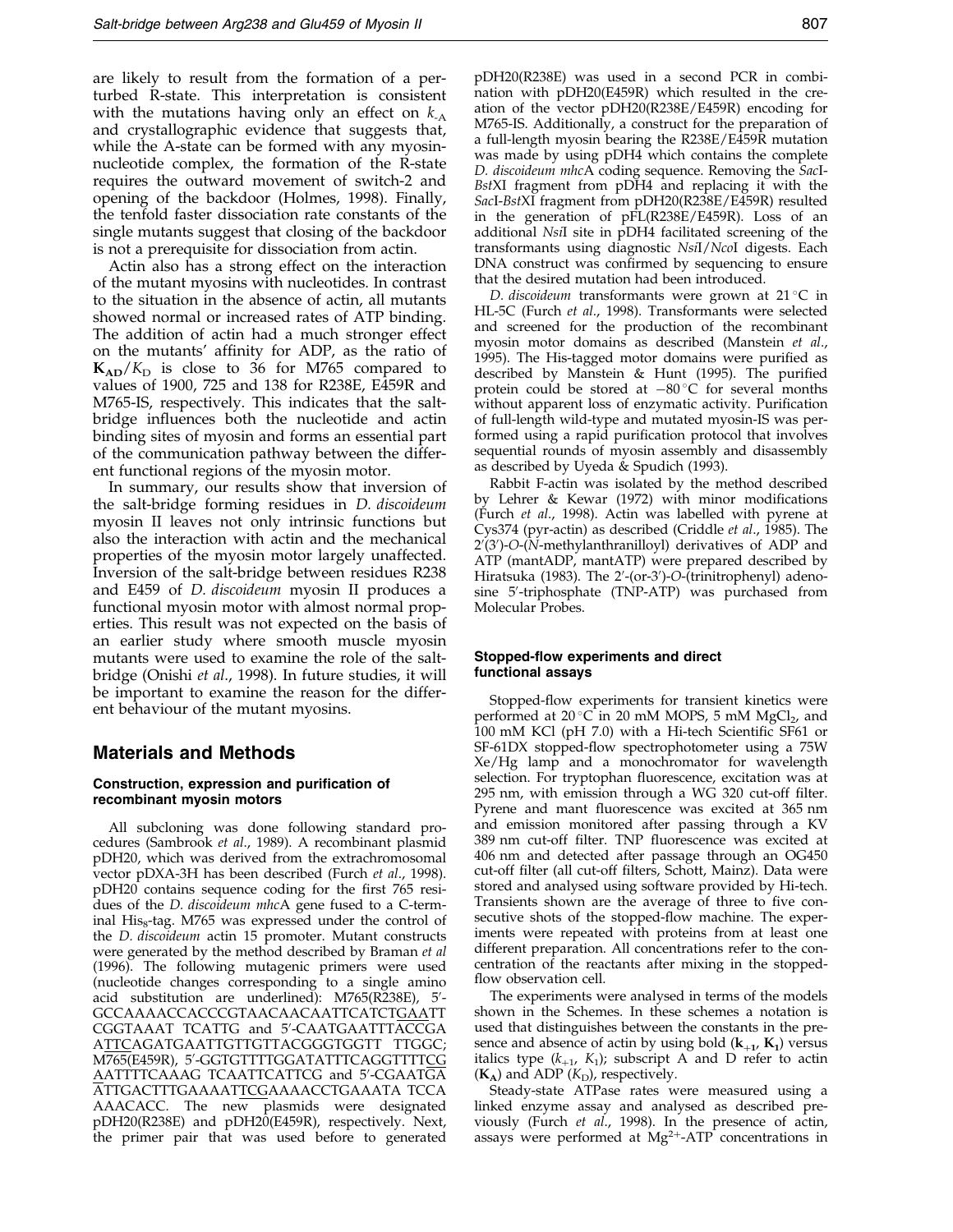are likely to result from the formation of a perturbed R-state. This interpretation is consistent with the mutations having only an effect on $k_{-A}$ and crystallographic evidence that suggests that, while the A-state can be formed with any myosin-nucleotide complex, the formation of the R-state requires the outward movement of switch-2 and opening of the backdoor (Holmes, 1998). Finally, the tenfold faster dissociation rate constants of the single mutants suggest that closing of the backdoor is not a prerequisite for dissociation from actin.

Actin also has a strong effect on the interaction of the mutant myosins with nucleotides. In contrast to the situation in the absence of actin, all mutants showed normal or increased rates of ATP binding. The addition of actin had a much stronger effect on the mutants' affinity for ADP, as the ratio of $\mathbf{K_{AD}}/K_D$ is close to 36 for M765 compared to values of 1900, 725 and 138 for R238E, E459R and M765-IS, respectively. This indicates that the salt-bridge influences both the nucleotide and actin binding sites of myosin and forms an essential part of the communication pathway between the different functional regions of the myosin motor.

In summary, our results show that inversion of the salt-bridge forming residues in *D. discoideum* myosin II leaves not only intrinsic functions but also the interaction with actin and the mechanical properties of the myosin motor largely unaffected. Inversion of the salt-bridge between residues R238 and E459 of *D. discoideum* myosin II produces a functional myosin motor with almost normal properties. This result was not expected on the basis of an earlier study where smooth muscle myosin mutants were used to examine the role of the salt-bridge (Onishi *et al*., 1998). In future studies, it will be important to examine the reason for the different behaviour of the mutant myosins.

## Materials and Methods

### Construction, expression and purification of recombinant myosin motors

All subcloning was done following standard procedures (Sambrook *et al*., 1989). A recombinant plasmid pDH20, which was derived from the extrachromosomal vector pDXA-3H has been described (Furch *et al*., 1998). pDH20 contains sequence coding for the first 765 residues of the *D. discoideum mhc*A gene fused to a C-terminal $His_8$-tag. M765 was expressed under the control of the *D. discoideum* actin 15 promoter. Mutant constructs were generated by the method described by Braman *et al* (1996). The following mutagenic primers were used (nucleotide changes corresponding to a single amino acid substitution are underlined): M765(R238E), 5′-GCCAAAACCACCCGTAACAACAATTCATCTGAATT CGGTAAAT TCATTG and 5′-CAATGAATTTACCGA ATTCAGATGAATTGTTGTTACGGGTGGTT TTGGC; M765(E459R), 5′-GGTGTTTTGGATATTTCAGGTTTTCG AATTTTCAAAG TCAATTCATTCG and 5′-CGAATGA ATTGACTTTGAAAATTCGAAAACCTGAAATA TCCA AAACACC. The new plasmids were designated pDH20(R238E) and pDH20(E459R), respectively. Next, the primer pair that was used before to generated pDH20(R238E) was used in a second PCR in combination with pDH20(E459R) which resulted in the creation of the vector pDH20(R238E/E459R) encoding for M765-IS. Additionally, a construct for the preparation of a full-length myosin bearing the R238E/E459R mutation was made by using pDH4 which contains the complete *D. discoideum mhc*A coding sequence. Removing the *Sac*I-*Bst*XI fragment from pDH4 and replacing it with the *Sac*I-*Bst*XI fragment from pDH20(R238E/E459R) resulted in the generation of pFL(R238E/E459R). Loss of an additional *Nsi*I site in pDH4 facilitated screening of the transformants using diagnostic *Nsi*I/*Nco*I digests. Each DNA construct was confirmed by sequencing to ensure that the desired mutation had been introduced.

*D. discoideum* transformants were grown at 21 °C in HL-5C (Furch *et al*., 1998). Transformants were selected and screened for the production of the recombinant myosin motor domains as described (Manstein *et al*., 1995). The His-tagged motor domains were purified as described by Manstein & Hunt (1995). The purified protein could be stored at −80 °C for several months without apparent loss of enzymatic activity. Purification of full-length wild-type and mutated myosin-IS was performed using a rapid purification protocol that involves sequential rounds of myosin assembly and disassembly as described by Uyeda & Spudich (1993).

Rabbit F-actin was isolated by the method described by Lehrer & Kewar (1972) with minor modifications (Furch *et al*., 1998). Actin was labelled with pyrene at Cys374 (pyr-actin) as described (Criddle *et al*., 1985). The 2′(3′)-*O*-(*N*-methylanthranilloyl) derivatives of ADP and ATP (mantADP, mantATP) were prepared described by Hiratsuka (1983). The 2′-(or-3′)-*O*-(trinitrophenyl) adenosine 5′-triphosphate (TNP-ATP) was purchased from Molecular Probes.

### Stopped-flow experiments and direct functional assays

Stopped-flow experiments for transient kinetics were performed at 20 °C in 20 mM MOPS, 5 mM $MgCl_2$, and 100 mM KCl (pH 7.0) with a Hi-tech Scientific SF61 or SF-61DX stopped-flow spectrophotometer using a 75W Xe/Hg lamp and a monochromator for wavelength selection. For tryptophan fluorescence, excitation was at 295 nm, with emission through a WG 320 cut-off filter. Pyrene and mant fluorescence was excited at 365 nm and emission monitored after passing through a KV 389 nm cut-off filter. TNP fluorescence was excited at 406 nm and detected after passage through an OG450 cut-off filter (all cut-off filters, Schott, Mainz). Data were stored and analysed using software provided by Hi-tech. Transients shown are the average of three to five consecutive shots of the stopped-flow machine. The experiments were repeated with proteins from at least one different preparation. All concentrations refer to the concentration of the reactants after mixing in the stopped-flow observation cell.

The experiments were analysed in terms of the models shown in the Schemes. In these schemes a notation is used that distinguishes between the constants in the presence and absence of actin by using bold ($\mathbf{k_{+1}}$, $\mathbf{K_1}$) versus italics type ($k_{+1}$, $K_1$); subscript A and D refer to actin ($\mathbf{K_A}$) and ADP ($K_D$), respectively.

Steady-state ATPase rates were measured using a linked enzyme assay and analysed as described previously (Furch *et al*., 1998). In the presence of actin, assays were performed at $Mg^{2+}$-ATP concentrations in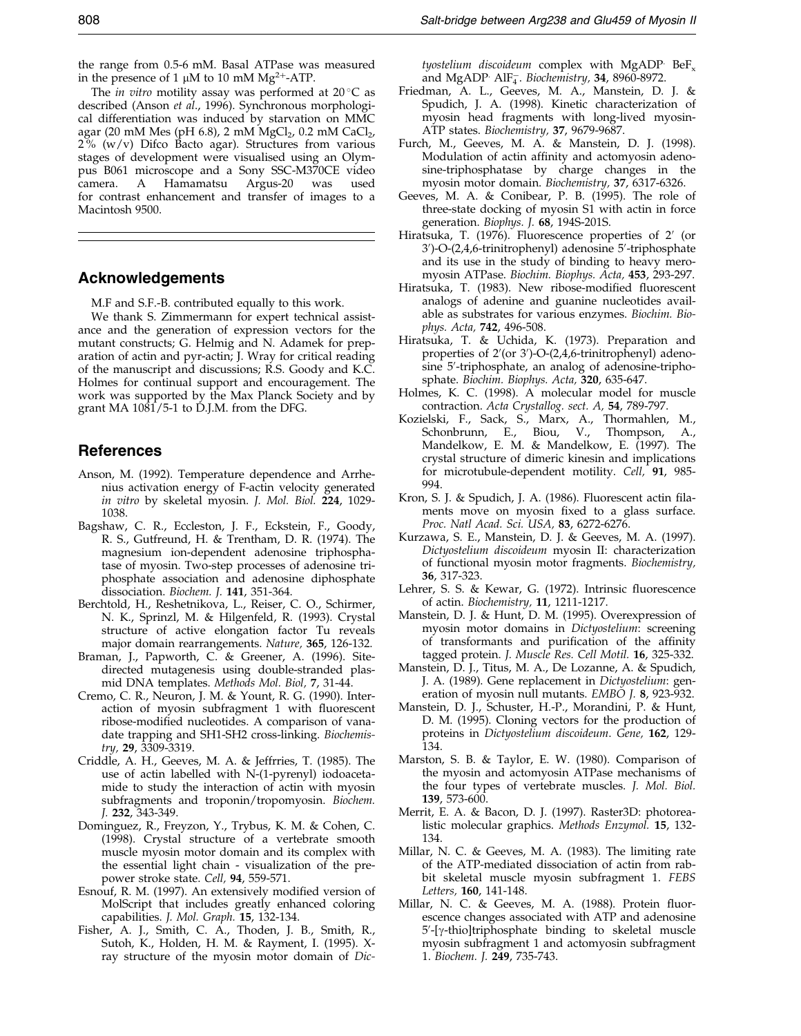the range from 0.5-6 mM. Basal ATPase was measured in the presence of 1 μM to 10 mM $Mg^{2+}$-ATP.

The *in vitro* motility assay was performed at 20 °C as described (Anson *et al*., 1996). Synchronous morphological differentiation was induced by starvation on MMC agar (20 mM Mes (pH 6.8), 2 mM $MgCl_2$, 0.2 mM $CaCl_2$, 2% (w/v) Difco Bacto agar). Structures from various stages of development were visualised using an Olympus B061 microscope and a Sony SSC-M370CE video camera. A Hamamatsu Argus-20 was used for contrast enhancement and transfer of images to a Macintosh 9500.

## Acknowledgements

M.F and S.F.-B. contributed equally to this work.

We thank S. Zimmermann for expert technical assistance and the generation of expression vectors for the mutant constructs; G. Helmig and N. Adamek for preparation of actin and pyr-actin; J. Wray for critical reading of the manuscript and discussions; R.S. Goody and K.C. Holmes for continual support and encouragement. The work was supported by the Max Planck Society and by grant MA 1081/5-1 to D.J.M. from the DFG.

## References

Anson, M. (1992). Temperature dependence and Arrhenius activation energy of F-actin velocity generated *in vitro* by skeletal myosin. *J. Mol. Biol.* **224**, 1029-1038.

Bagshaw, C. R., Eccleston, J. F., Eckstein, F., Goody, R. S., Gutfreund, H. & Trentham, D. R. (1974). The magnesium ion-dependent adenosine triphosphatase of myosin. Two-step processes of adenosine triphosphate association and adenosine diphosphate dissociation. *Biochem. J.* **141**, 351-364.

Berchtold, H., Reshetnikova, L., Reiser, C. O., Schirmer, N. K., Sprinzl, M. & Hilgenfeld, R. (1993). Crystal structure of active elongation factor Tu reveals major domain rearrangements. *Nature*, **365**, 126-132.

Braman, J., Papworth, C. & Greener, A. (1996). Site-directed mutagenesis using double-stranded plasmid DNA templates. *Methods Mol. Biol*, **7**, 31-44.

Cremo, C. R., Neuron, J. M. & Yount, R. G. (1990). Interaction of myosin subfragment 1 with fluorescent ribose-modified nucleotides. A comparison of vanadate trapping and SH1-SH2 cross-linking. *Biochemistry*, **29**, 3309-3319.

Criddle, A. H., Geeves, M. A. & Jeffrries, T. (1985). The use of actin labelled with N-(1-pyrenyl) iodoacetamide to study the interaction of actin with myosin subfragments and troponin/tropomyosin. *Biochem. J.* **232**, 343-349.

Dominguez, R., Freyzon, Y., Trybus, K. M. & Cohen, C. (1998). Crystal structure of a vertebrate smooth muscle myosin motor domain and its complex with the essential light chain - visualization of the pre-power stroke state. *Cell*, **94**, 559-571.

Esnouf, R. M. (1997). An extensively modified version of MolScript that includes greatly enhanced coloring capabilities. *J. Mol. Graph.* **15**, 132-134.

Fisher, A. J., Smith, C. A., Thoden, J. B., Smith, R., Sutoh, K., Holden, H. M. & Rayment, I. (1995). X-ray structure of the myosin motor domain of *Dictyostelium discoideum* complex with MgADP· $BeF_x$ and MgADP· $AlF_4^-$. *Biochemistry*, **34**, 8960-8972.

Friedman, A. L., Geeves, M. A., Manstein, D. J. & Spudich, J. A. (1998). Kinetic characterization of myosin head fragments with long-lived myosin-ATP states. *Biochemistry*, **37**, 9679-9687.

Furch, M., Geeves, M. A. & Manstein, D. J. (1998). Modulation of actin affinity and actomyosin adenosine-triphosphatase by charge changes in the myosin motor domain. *Biochemistry*, **37**, 6317-6326.

Geeves, M. A. & Conibear, P. B. (1995). The role of three-state docking of myosin S1 with actin in force generation. *Biophys. J.* **68**, 194S-201S.

Hiratsuka, T. (1976). Fluorescence properties of 2′ (or 3′)-O-(2,4,6-trinitrophenyl) adenosine 5′-triphosphate and its use in the study of binding to heavy meromyosin ATPase. *Biochim. Biophys. Acta*, **453**, 293-297.

Hiratsuka, T. (1983). New ribose-modified fluorescent analogs of adenine and guanine nucleotides available as substrates for various enzymes. *Biochim. Biophys. Acta*, **742**, 496-508.

Hiratsuka, T. & Uchida, K. (1973). Preparation and properties of 2′(or 3′)-O-(2,4,6-trinitrophenyl) adenosine 5′-triphosphate, an analog of adenosine-triphosphate. *Biochim. Biophys. Acta*, **320**, 635-647.

Holmes, K. C. (1998). A molecular model for muscle contraction. *Acta Crystallog. sect. A*, **54**, 789-797.

Kozielski, F., Sack, S., Marx, A., Thormahlen, M., Schonbrunn, E., Biou, V., Thompson, A., Mandelkow, E. M. & Mandelkow, E. (1997). The crystal structure of dimeric kinesin and implications for microtubule-dependent motility. *Cell*, **91**, 985-994.

Kron, S. J. & Spudich, J. A. (1986). Fluorescent actin filaments move on myosin fixed to a glass surface. *Proc. Natl Acad. Sci. USA*, **83**, 6272-6276.

Kurzawa, S. E., Manstein, D. J. & Geeves, M. A. (1997). *Dictyostelium discoideum* myosin II: characterization of functional myosin motor fragments. *Biochemistry*, **36**, 317-323.

Lehrer, S. S. & Kewar, G. (1972). Intrinsic fluorescence of actin. *Biochemistry*, **11**, 1211-1217.

Manstein, D. J. & Hunt, D. M. (1995). Overexpression of myosin motor domains in *Dictyostelium*: screening of transformants and purification of the affinity tagged protein. *J. Muscle Res. Cell Motil.* **16**, 325-332.

Manstein, D. J., Titus, M. A., De Lozanne, A. & Spudich, J. A. (1989). Gene replacement in *Dictyostelium*: generation of myosin null mutants. *EMBO J.* **8**, 923-932.

Manstein, D. J., Schuster, H.-P., Morandini, P. & Hunt, D. M. (1995). Cloning vectors for the production of proteins in *Dictyostelium discoideum*. *Gene*, **162**, 129-134.

Marston, S. B. & Taylor, E. W. (1980). Comparison of the myosin and actomyosin ATPase mechanisms of the four types of vertebrate muscles. *J. Mol. Biol.* **139**, 573-600.

Merrit, E. A. & Bacon, D. J. (1997). Raster3D: photorealistic molecular graphics. *Methods Enzymol.* **15**, 132-134.

Millar, N. C. & Geeves, M. A. (1983). The limiting rate of the ATP-mediated dissociation of actin from rabbit skeletal muscle myosin subfragment 1. *FEBS Letters*, **160**, 141-148.

Millar, N. C. & Geeves, M. A. (1988). Protein fluorescence changes associated with ATP and adenosine 5′-[γ-thio]triphosphate binding to skeletal muscle myosin subfragment 1 and actomyosin subfragment 1. *Biochem. J.* **249**, 735-743.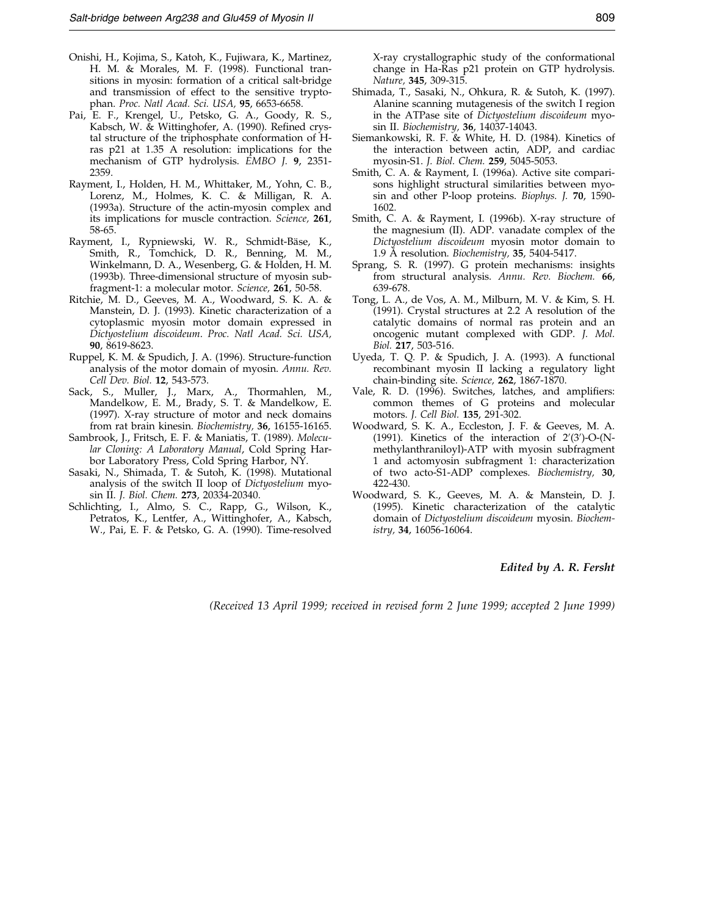Onishi, H., Kojima, S., Katoh, K., Fujiwara, K., Martinez, H. M. & Morales, M. F. (1998). Functional transitions in myosin: formation of a critical salt-bridge and transmission of effect to the sensitive tryptophan. *Proc. Natl Acad. Sci. USA*, **95**, 6653-6658.

Pai, E. F., Krengel, U., Petsko, G. A., Goody, R. S., Kabsch, W. & Wittinghofer, A. (1990). Refined crystal structure of the triphosphate conformation of H-ras p21 at 1.35 A resolution: implications for the mechanism of GTP hydrolysis. *EMBO J.* **9**, 2351-2359.

Rayment, I., Holden, H. M., Whittaker, M., Yohn, C. B., Lorenz, M., Holmes, K. C. & Milligan, R. A. (1993a). Structure of the actin-myosin complex and its implications for muscle contraction. *Science*, **261**, 58-65.

Rayment, I., Rypniewski, W. R., Schmidt-Bäse, K., Smith, R., Tomchick, D. R., Benning, M. M., Winkelmann, D. A., Wesenberg, G. & Holden, H. M. (1993b). Three-dimensional structure of myosin subfragment-1: a molecular motor. *Science*, **261**, 50-58.

Ritchie, M. D., Geeves, M. A., Woodward, S. K. A. & Manstein, D. J. (1993). Kinetic characterization of a cytoplasmic myosin motor domain expressed in *Dictyostelium discoideum*. *Proc. Natl Acad. Sci. USA*, **90**, 8619-8623.

Ruppel, K. M. & Spudich, J. A. (1996). Structure-function analysis of the motor domain of myosin. *Annu. Rev. Cell Dev. Biol.* **12**, 543-573.

Sack, S., Muller, J., Marx, A., Thormahlen, M., Mandelkow, E. M., Brady, S. T. & Mandelkow, E. (1997). X-ray structure of motor and neck domains from rat brain kinesin. *Biochemistry*, **36**, 16155-16165.

Sambrook, J., Fritsch, E. F. & Maniatis, T. (1989). *Molecular Cloning: A Laboratory Manual*, Cold Spring Harbor Laboratory Press, Cold Spring Harbor, NY.

Sasaki, N., Shimada, T. & Sutoh, K. (1998). Mutational analysis of the switch II loop of *Dictyostelium* myosin II. *J. Biol. Chem.* **273**, 20334-20340.

Schlichting, I., Almo, S. C., Rapp, G., Wilson, K., Petratos, K., Lentfer, A., Wittinghofer, A., Kabsch, W., Pai, E. F. & Petsko, G. A. (1990). Time-resolved X-ray crystallographic study of the conformational change in Ha-Ras p21 protein on GTP hydrolysis. *Nature*, **345**, 309-315.

Shimada, T., Sasaki, N., Ohkura, R. & Sutoh, K. (1997). Alanine scanning mutagenesis of the switch I region in the ATPase site of *Dictyostelium discoideum* myosin II. *Biochemistry*, **36**, 14037-14043.

Siemankowski, R. F. & White, H. D. (1984). Kinetics of the interaction between actin, ADP, and cardiac myosin-S1. *J. Biol. Chem.* **259**, 5045-5053.

Smith, C. A. & Rayment, I. (1996a). Active site comparisons highlight structural similarities between myosin and other P-loop proteins. *Biophys. J.* **70**, 1590-1602.

Smith, C. A. & Rayment, I. (1996b). X-ray structure of the magnesium (II). ADP. vanadate complex of the *Dictyostelium discoideum* myosin motor domain to 1.9 Å resolution. *Biochemistry*, **35**, 5404-5417.

Sprang, S. R. (1997). G protein mechanisms: insights from structural analysis. *Annu. Rev. Biochem.* **66**, 639-678.

Tong, L. A., de Vos, A. M., Milburn, M. V. & Kim, S. H. (1991). Crystal structures at 2.2 A resolution of the catalytic domains of normal ras protein and an oncogenic mutant complexed with GDP. *J. Mol. Biol.* **217**, 503-516.

Uyeda, T. Q. P. & Spudich, J. A. (1993). A functional recombinant myosin II lacking a regulatory light chain-binding site. *Science*, **262**, 1867-1870.

Vale, R. D. (1996). Switches, latches, and amplifiers: common themes of G proteins and molecular motors. *J. Cell Biol.* **135**, 291-302.

Woodward, S. K. A., Eccleston, J. F. & Geeves, M. A. (1991). Kinetics of the interaction of 2′(3′)-O-(N-methylanthraniloyl)-ATP with myosin subfragment 1 and actomyosin subfragment 1: characterization of two acto-S1-ADP complexes. *Biochemistry*, **30**, 422-430.

Woodward, S. K., Geeves, M. A. & Manstein, D. J. (1995). Kinetic characterization of the catalytic domain of *Dictyostelium discoideum* myosin. *Biochemistry*, **34**, 16056-16064.

***Edited by A. R. Fersht***

*(Received 13 April 1999; received in revised form 2 June 1999; accepted 2 June 1999)*